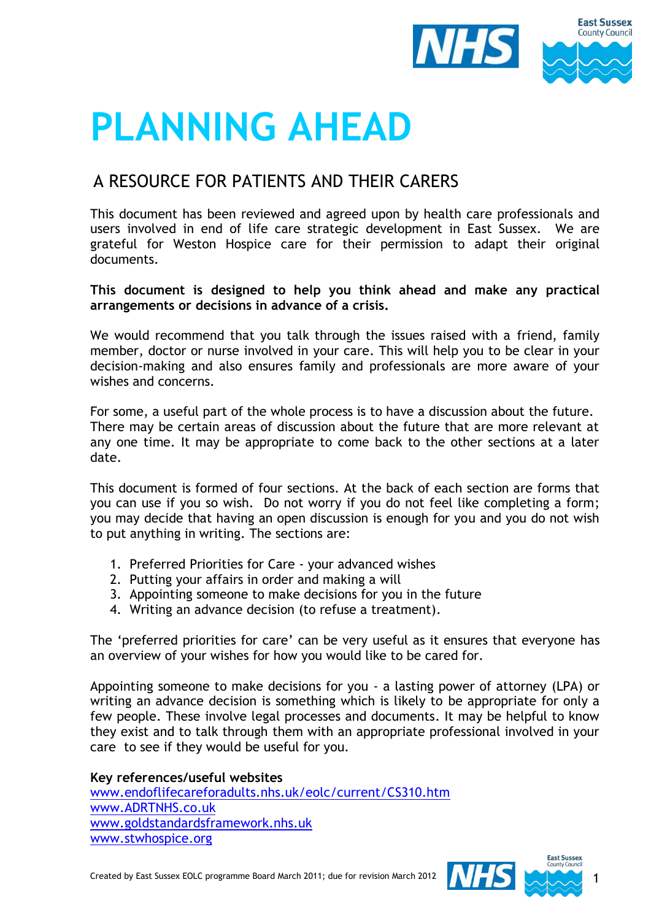# PLANNING AHEAD

## A RESOURCE FOR PATIENTS AND THEIR CARERS

This document has been reviewed and agreed upon by health care professionals and users involved in end of life care strategic development in East Sussex. We are grateful for Weston Hospice care for their permission to adapt their original documents.

**This document is designed to help you think ahead and make any practical arrangements or decisions in advance of a crisis.**

We would recommend that you talk through the issues raised with a friend, family member, doctor or nurse involved in your care. This will help you to be clear in your decision-making and also ensures family and professionals are more aware of your wishes and concerns.

For some, a useful part of the whole process is to have a discussion about the future. There may be certain areas of discussion about the future that are more relevant at any one time. It may be appropriate to come back to the other sections at a later date.

This document is formed of four sections. At the back of each section are forms that you can use if you so wish. Do not worry if you do not feel like completing a form; you may decide that having an open discussion is enough for you and you do not wish to put anything in writing. The sections are:

1. Preferred Priorities for Care - your advanced wishes
2. Putting your affairs in order and making a will
3. Appointing someone to make decisions for you in the future
4. Writing an advance decision (to refuse a treatment).

The 'preferred priorities for care' can be very useful as it ensures that everyone has an overview of your wishes for how you would like to be cared for.

Appointing someone to make decisions for you - a lasting power of attorney (LPA) or writing an advance decision is something which is likely to be appropriate for only a few people. These involve legal processes and documents. It may be helpful to know they exist and to talk through them with an appropriate professional involved in your care to see if they would be useful for you.

**Key references/useful websites**

www.endoflifecareforadults.nhs.uk/eolc/current/CS310.htm
www.ADRTNHS.co.uk
www.goldstandardsframework.nhs.uk
www.stwhospice.org

Created by East Sussex EOLC programme Board March 2011; due for revision March 2012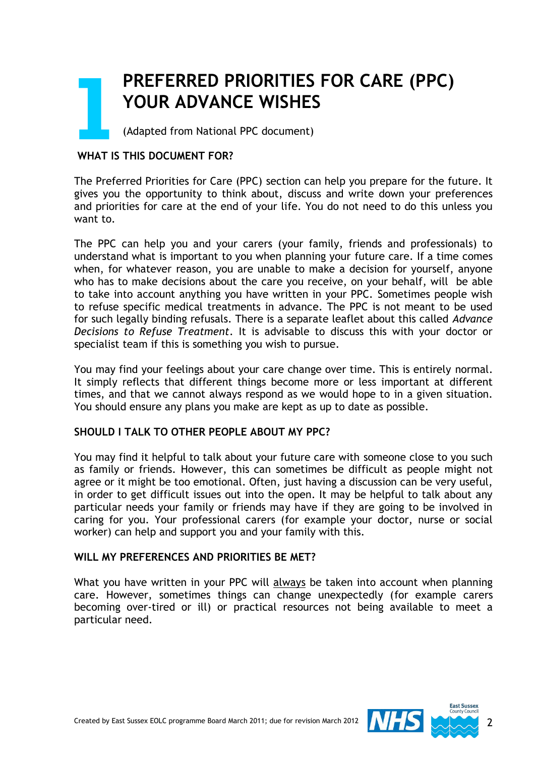# 1 PREFERRED PRIORITIES FOR CARE (PPC) YOUR ADVANCE WISHES

(Adapted from National PPC document)

## WHAT IS THIS DOCUMENT FOR?

The Preferred Priorities for Care (PPC) section can help you prepare for the future. It gives you the opportunity to think about, discuss and write down your preferences and priorities for care at the end of your life. You do not need to do this unless you want to.

The PPC can help you and your carers (your family, friends and professionals) to understand what is important to you when planning your future care. If a time comes when, for whatever reason, you are unable to make a decision for yourself, anyone who has to make decisions about the care you receive, on your behalf, will be able to take into account anything you have written in your PPC. Sometimes people wish to refuse specific medical treatments in advance. The PPC is not meant to be used for such legally binding refusals. There is a separate leaflet about this called *Advance Decisions to Refuse Treatment*. It is advisable to discuss this with your doctor or specialist team if this is something you wish to pursue.

You may find your feelings about your care change over time. This is entirely normal. It simply reflects that different things become more or less important at different times, and that we cannot always respond as we would hope to in a given situation. You should ensure any plans you make are kept as up to date as possible.

## SHOULD I TALK TO OTHER PEOPLE ABOUT MY PPC?

You may find it helpful to talk about your future care with someone close to you such as family or friends. However, this can sometimes be difficult as people might not agree or it might be too emotional. Often, just having a discussion can be very useful, in order to get difficult issues out into the open. It may be helpful to talk about any particular needs your family or friends may have if they are going to be involved in caring for you. Your professional carers (for example your doctor, nurse or social worker) can help and support you and your family with this.

## WILL MY PREFERENCES AND PRIORITIES BE MET?

What you have written in your PPC will <u>always</u> be taken into account when planning care. However, sometimes things can change unexpectedly (for example carers becoming over-tired or ill) or practical resources not being available to meet a particular need.

Created by East Sussex EOLC programme Board March 2011; due for revision March 2012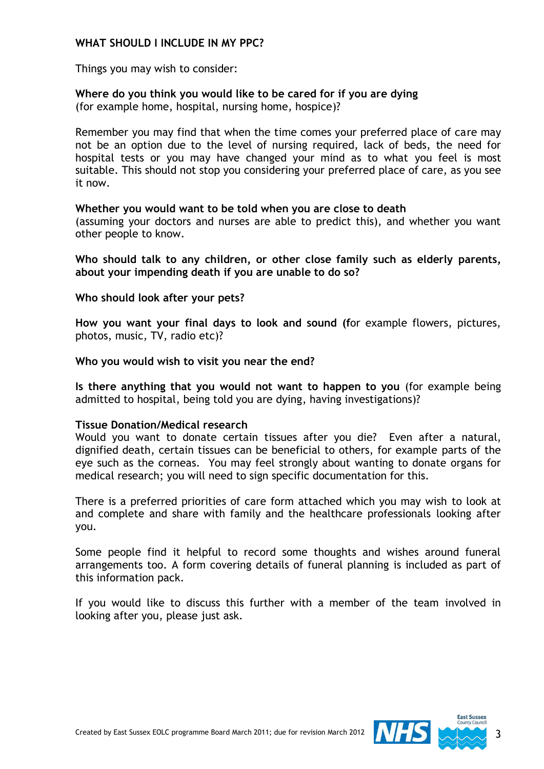## WHAT SHOULD I INCLUDE IN MY PPC?

Things you may wish to consider:

**Where do you think you would like to be cared for if you are dying**
(for example home, hospital, nursing home, hospice)?

Remember you may find that when the time comes your preferred place of care may not be an option due to the level of nursing required, lack of beds, the need for hospital tests or you may have changed your mind as to what you feel is most suitable. This should not stop you considering your preferred place of care, as you see it now.

**Whether you would want to be told when you are close to death**
(assuming your doctors and nurses are able to predict this), and whether you want other people to know.

**Who should talk to any children, or other close family such as elderly parents, about your impending death if you are unable to do so?**

**Who should look after your pets?**

**How you want your final days to look and sound (f**or example flowers, pictures, photos, music, TV, radio etc)?

**Who you would wish to visit you near the end?**

**Is there anything that you would not want to happen to you** (for example being admitted to hospital, being told you are dying, having investigations)?

**Tissue Donation/Medical research**
Would you want to donate certain tissues after you die? Even after a natural, dignified death, certain tissues can be beneficial to others, for example parts of the eye such as the corneas. You may feel strongly about wanting to donate organs for medical research; you will need to sign specific documentation for this.

There is a preferred priorities of care form attached which you may wish to look at and complete and share with family and the healthcare professionals looking after you.

Some people find it helpful to record some thoughts and wishes around funeral arrangements too. A form covering details of funeral planning is included as part of this information pack.

If you would like to discuss this further with a member of the team involved in looking after you, please just ask.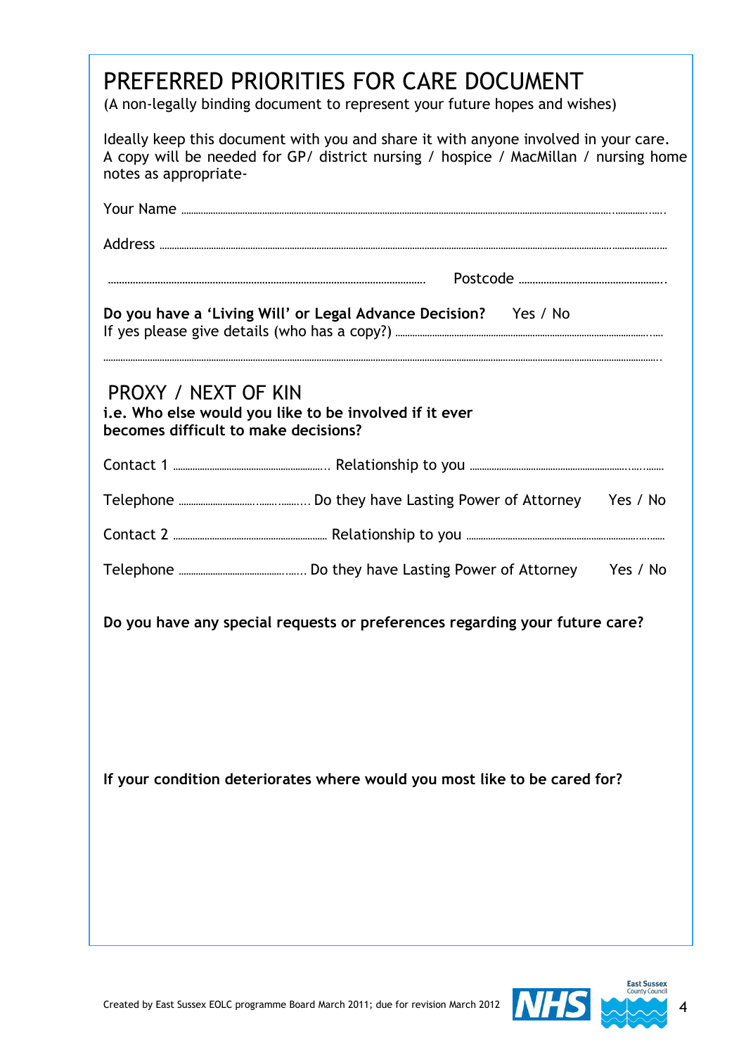# PREFERRED PRIORITIES FOR CARE DOCUMENT

(A non-legally binding document to represent your future hopes and wishes)

Ideally keep this document with you and share it with anyone involved in your care. A copy will be needed for GP/ district nursing / hospice / MacMillan / nursing home notes as appropriate-

Your Name ............................................................................................................

Address ...............................................................................................................

............................................................................ Postcode ..................................

**Do you have a 'Living Will' or Legal Advance Decision?** Yes / No
If yes please give details (who has a copy?) ..................................................

...........................................................................................................................

## PROXY / NEXT OF KIN

**i.e. Who else would you like to be involved if it ever becomes difficult to make decisions?**

Contact 1 ................................ Relationship to you ........................................

Telephone ........................... Do they have Lasting Power of Attorney Yes / No

Contact 2 ................................ Relationship to you ........................................

Telephone ........................... Do they have Lasting Power of Attorney Yes / No

**Do you have any special requests or preferences regarding your future care?**

**If your condition deteriorates where would you most like to be cared for?**

Created by East Sussex EOLC programme Board March 2011; due for revision March 2012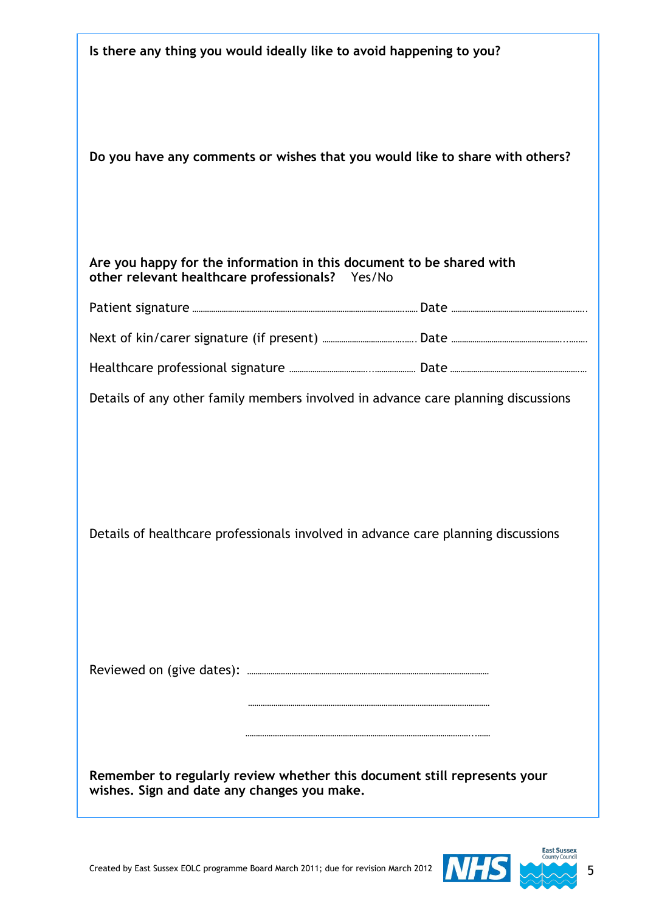**Is there any thing you would ideally like to avoid happening to you?**

**Do you have any comments or wishes that you would like to share with others?**

**Are you happy for the information in this document to be shared with other relevant healthcare professionals?** Yes/No

Patient signature ………………………………………………………………… Date …………………………………………….

Next of kin/carer signature (if present) ……………………………. Date ………………………………………..………

Healthcare professional signature ……………………….………….. Date ……………………………………………..…

Details of any other family members involved in advance care planning discussions

Details of healthcare professionals involved in advance care planning discussions

Reviewed on (give dates): ……………………………………………………………………………

……………………………………………………………………………

……………………………………………………………………..……

**Remember to regularly review whether this document still represents your wishes. Sign and date any changes you make.**

Created by East Sussex EOLC programme Board March 2011; due for revision March 2012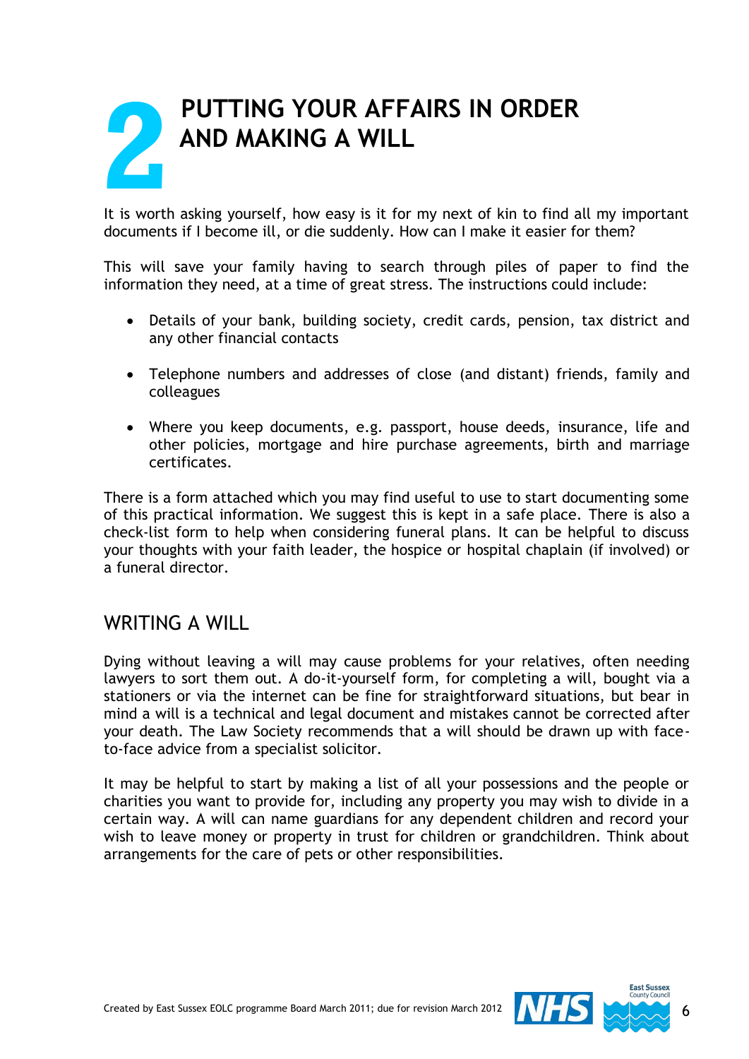# 2 PUTTING YOUR AFFAIRS IN ORDER AND MAKING A WILL

It is worth asking yourself, how easy is it for my next of kin to find all my important documents if I become ill, or die suddenly. How can I make it easier for them?

This will save your family having to search through piles of paper to find the information they need, at a time of great stress. The instructions could include:

- Details of your bank, building society, credit cards, pension, tax district and any other financial contacts
- Telephone numbers and addresses of close (and distant) friends, family and colleagues
- Where you keep documents, e.g. passport, house deeds, insurance, life and other policies, mortgage and hire purchase agreements, birth and marriage certificates.

There is a form attached which you may find useful to use to start documenting some of this practical information. We suggest this is kept in a safe place. There is also a check-list form to help when considering funeral plans. It can be helpful to discuss your thoughts with your faith leader, the hospice or hospital chaplain (if involved) or a funeral director.

## WRITING A WILL

Dying without leaving a will may cause problems for your relatives, often needing lawyers to sort them out. A do-it-yourself form, for completing a will, bought via a stationers or via the internet can be fine for straightforward situations, but bear in mind a will is a technical and legal document and mistakes cannot be corrected after your death. The Law Society recommends that a will should be drawn up with face-to-face advice from a specialist solicitor.

It may be helpful to start by making a list of all your possessions and the people or charities you want to provide for, including any property you may wish to divide in a certain way. A will can name guardians for any dependent children and record your wish to leave money or property in trust for children or grandchildren. Think about arrangements for the care of pets or other responsibilities.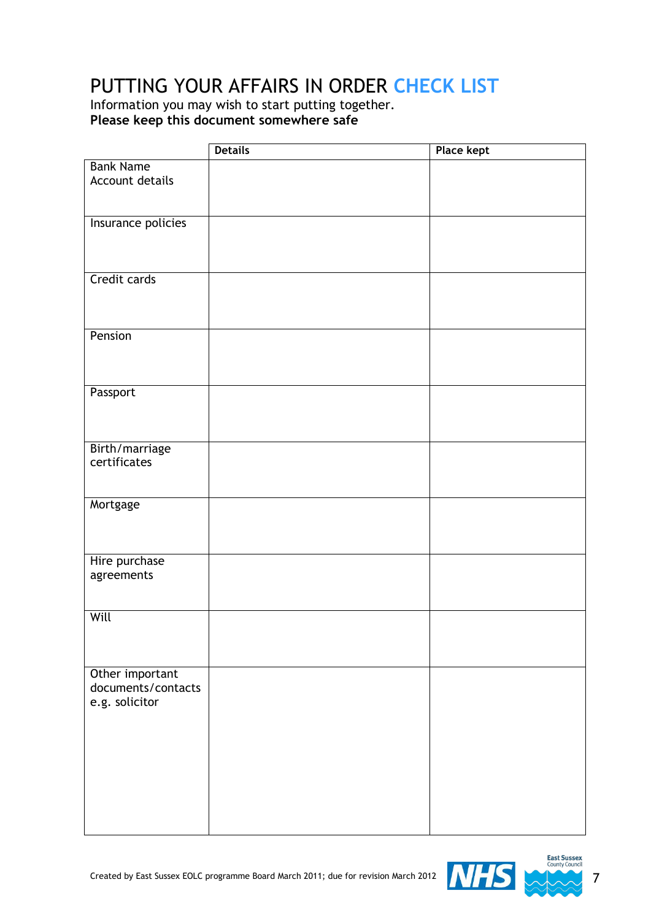# PUTTING YOUR AFFAIRS IN ORDER CHECK LIST

Information you may wish to start putting together.

**Please keep this document somewhere safe**

| | **Details** | **Place kept** |
|---|---|---|
| Bank Name<br>Account details | | |
| Insurance policies | | |
| Credit cards | | |
| Pension | | |
| Passport | | |
| Birth/marriage certificates | | |
| Mortgage | | |
| Hire purchase agreements | | |
| Will | | |
| Other important documents/contacts e.g. solicitor | | |

Created by East Sussex EOLC programme Board March 2011; due for revision March 2012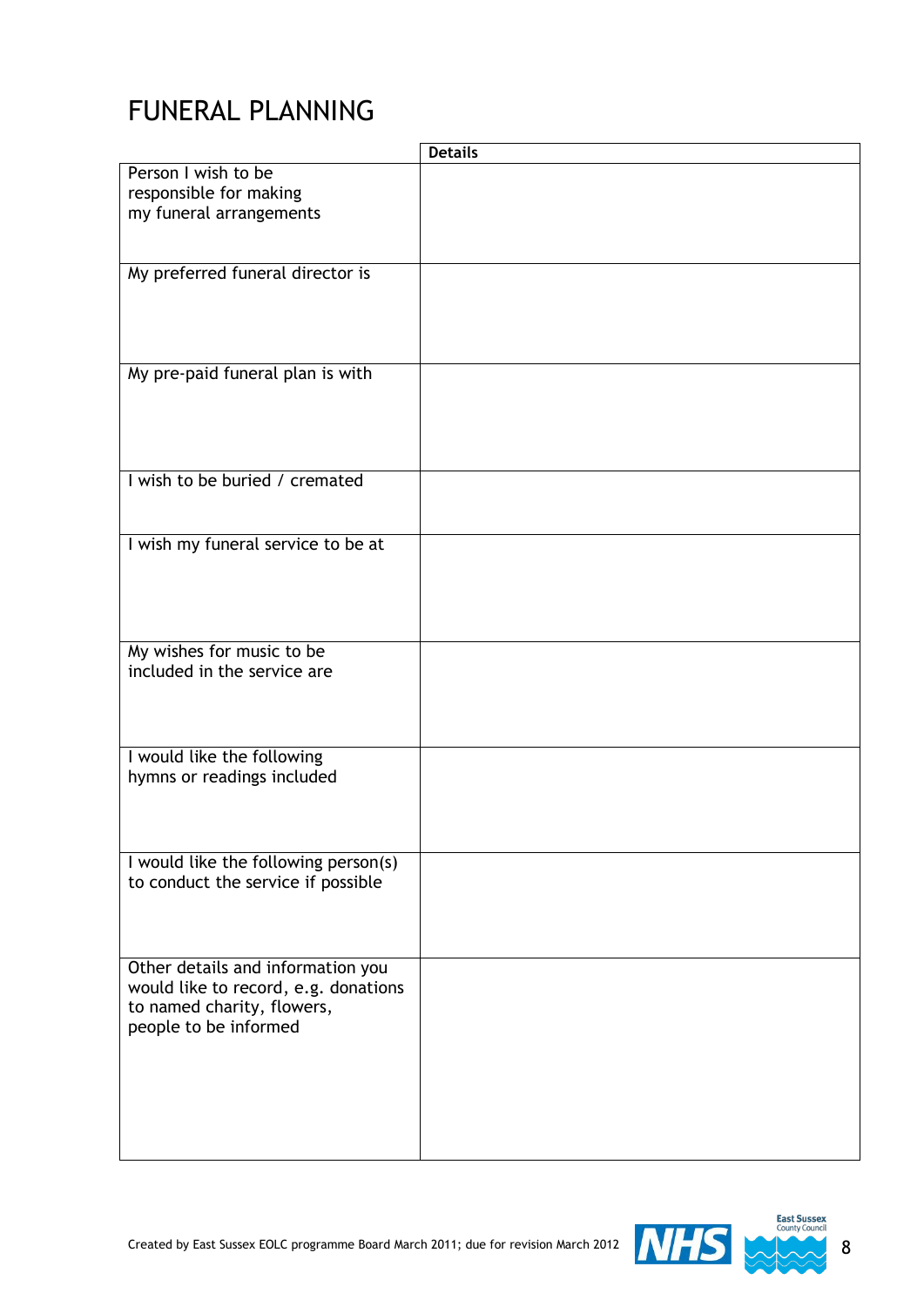# FUNERAL PLANNING

| | Details |
|---|---|
| Person I wish to be responsible for making my funeral arrangements | |
| My preferred funeral director is | |
| My pre-paid funeral plan is with | |
| I wish to be buried / cremated | |
| I wish my funeral service to be at | |
| My wishes for music to be included in the service are | |
| I would like the following hymns or readings included | |
| I would like the following person(s) to conduct the service if possible | |
| Other details and information you would like to record, e.g. donations to named charity, flowers, people to be informed | |

Created by East Sussex EOLC programme Board March 2011; due for revision March 2012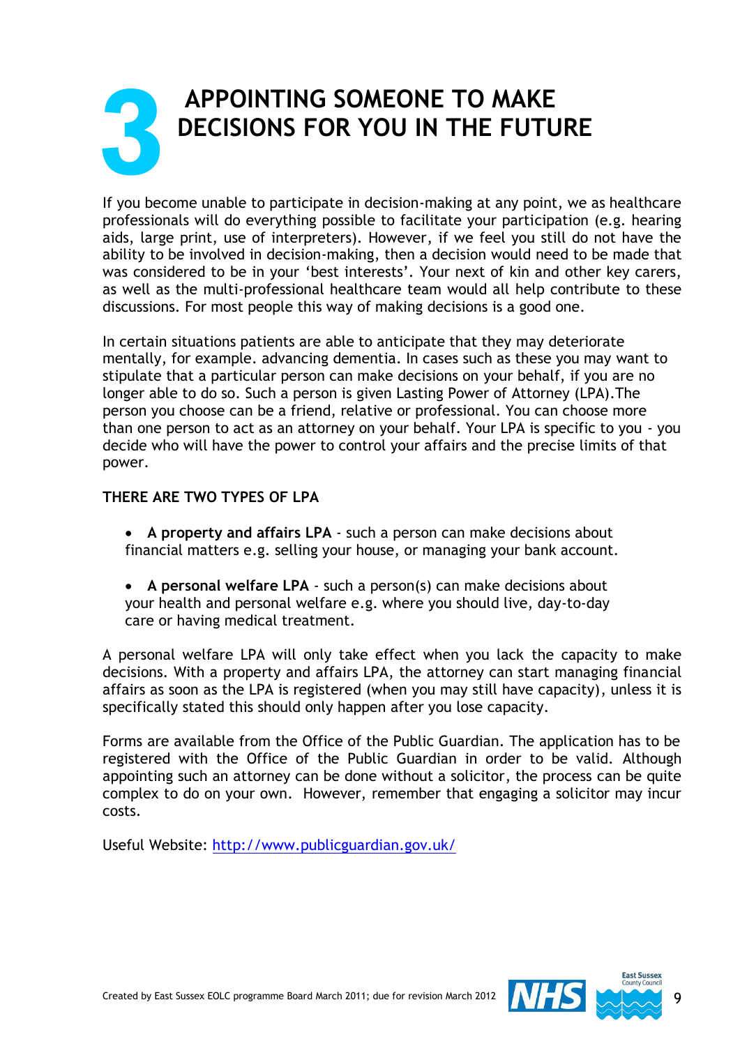# 3 APPOINTING SOMEONE TO MAKE DECISIONS FOR YOU IN THE FUTURE

If you become unable to participate in decision-making at any point, we as healthcare professionals will do everything possible to facilitate your participation (e.g. hearing aids, large print, use of interpreters). However, if we feel you still do not have the ability to be involved in decision-making, then a decision would need to be made that was considered to be in your 'best interests'. Your next of kin and other key carers, as well as the multi-professional healthcare team would all help contribute to these discussions. For most people this way of making decisions is a good one.

In certain situations patients are able to anticipate that they may deteriorate mentally, for example. advancing dementia. In cases such as these you may want to stipulate that a particular person can make decisions on your behalf, if you are no longer able to do so. Such a person is given Lasting Power of Attorney (LPA).The person you choose can be a friend, relative or professional. You can choose more than one person to act as an attorney on your behalf. Your LPA is specific to you - you decide who will have the power to control your affairs and the precise limits of that power.

**THERE ARE TWO TYPES OF LPA**

- **A property and affairs LPA** - such a person can make decisions about financial matters e.g. selling your house, or managing your bank account.
- **A personal welfare LPA** - such a person(s) can make decisions about your health and personal welfare e.g. where you should live, day-to-day care or having medical treatment.

A personal welfare LPA will only take effect when you lack the capacity to make decisions. With a property and affairs LPA, the attorney can start managing financial affairs as soon as the LPA is registered (when you may still have capacity), unless it is specifically stated this should only happen after you lose capacity.

Forms are available from the Office of the Public Guardian. The application has to be registered with the Office of the Public Guardian in order to be valid. Although appointing such an attorney can be done without a solicitor, the process can be quite complex to do on your own. However, remember that engaging a solicitor may incur costs.

Useful Website: http://www.publicguardian.gov.uk/

Created by East Sussex EOLC programme Board March 2011; due for revision March 2012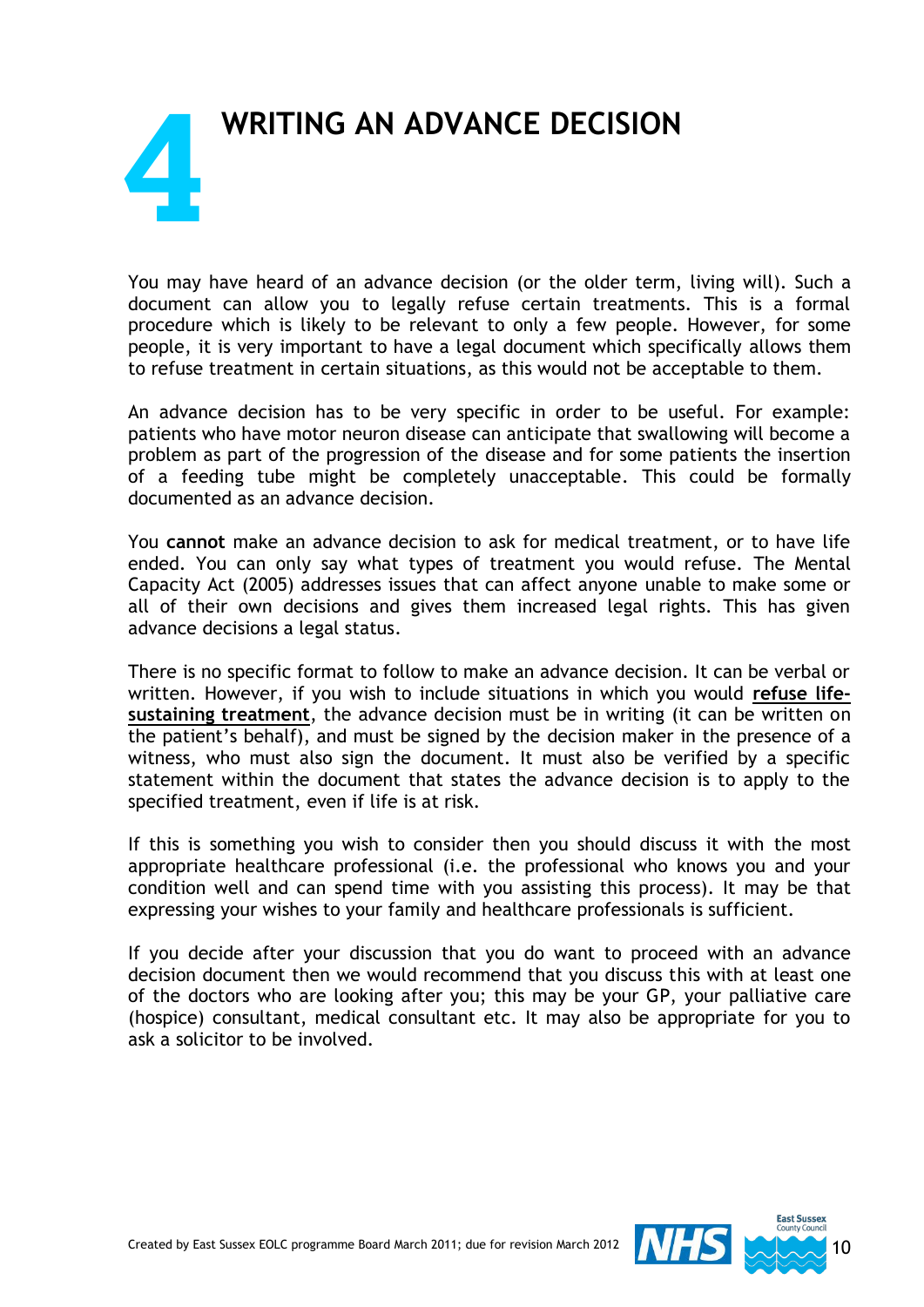# 4 WRITING AN ADVANCE DECISION

You may have heard of an advance decision (or the older term, living will). Such a document can allow you to legally refuse certain treatments. This is a formal procedure which is likely to be relevant to only a few people. However, for some people, it is very important to have a legal document which specifically allows them to refuse treatment in certain situations, as this would not be acceptable to them.

An advance decision has to be very specific in order to be useful. For example: patients who have motor neuron disease can anticipate that swallowing will become a problem as part of the progression of the disease and for some patients the insertion of a feeding tube might be completely unacceptable. This could be formally documented as an advance decision.

You **cannot** make an advance decision to ask for medical treatment, or to have life ended. You can only say what types of treatment you would refuse. The Mental Capacity Act (2005) addresses issues that can affect anyone unable to make some or all of their own decisions and gives them increased legal rights. This has given advance decisions a legal status.

There is no specific format to follow to make an advance decision. It can be verbal or written. However, if you wish to include situations in which you would **refuse life-sustaining treatment**, the advance decision must be in writing (it can be written on the patient's behalf), and must be signed by the decision maker in the presence of a witness, who must also sign the document. It must also be verified by a specific statement within the document that states the advance decision is to apply to the specified treatment, even if life is at risk.

If this is something you wish to consider then you should discuss it with the most appropriate healthcare professional (i.e. the professional who knows you and your condition well and can spend time with you assisting this process). It may be that expressing your wishes to your family and healthcare professionals is sufficient.

If you decide after your discussion that you do want to proceed with an advance decision document then we would recommend that you discuss this with at least one of the doctors who are looking after you; this may be your GP, your palliative care (hospice) consultant, medical consultant etc. It may also be appropriate for you to ask a solicitor to be involved.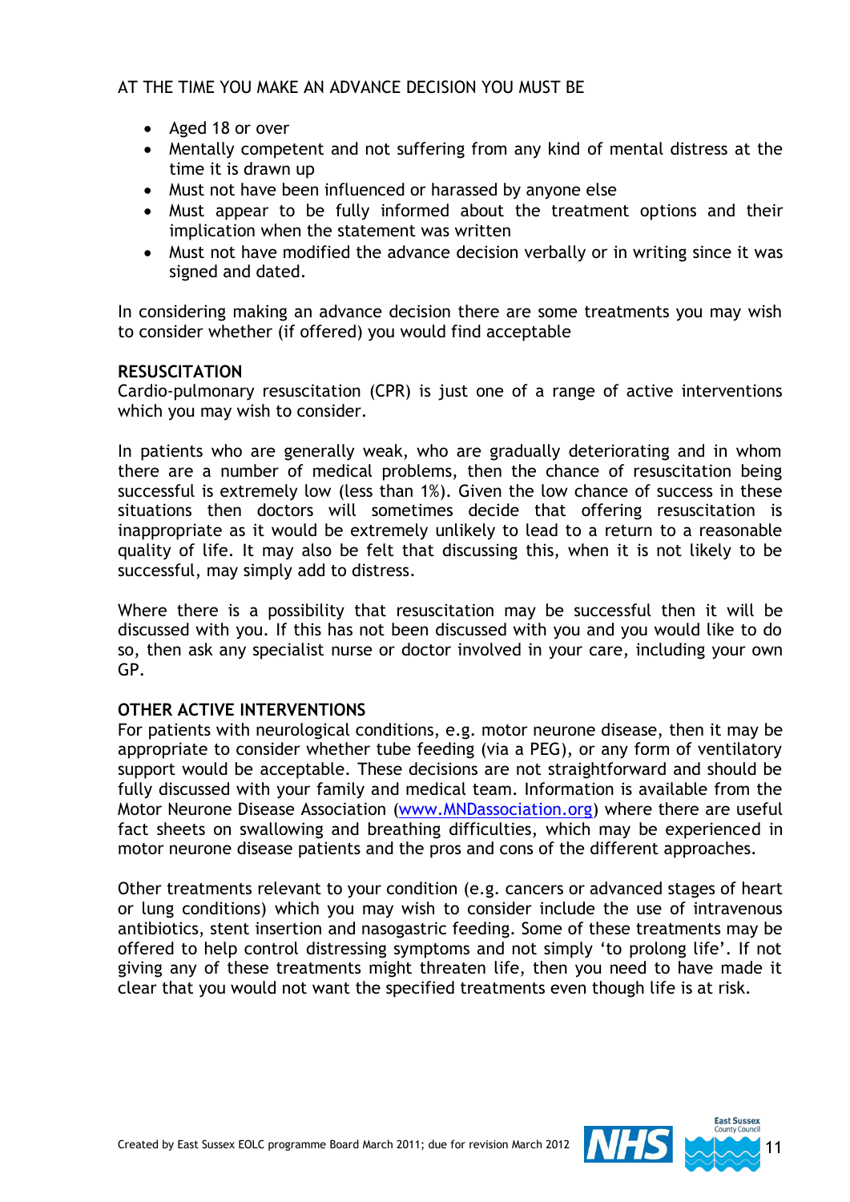AT THE TIME YOU MAKE AN ADVANCE DECISION YOU MUST BE

- Aged 18 or over
- Mentally competent and not suffering from any kind of mental distress at the time it is drawn up
- Must not have been influenced or harassed by anyone else
- Must appear to be fully informed about the treatment options and their implication when the statement was written
- Must not have modified the advance decision verbally or in writing since it was signed and dated.

In considering making an advance decision there are some treatments you may wish to consider whether (if offered) you would find acceptable

**RESUSCITATION**

Cardio-pulmonary resuscitation (CPR) is just one of a range of active interventions which you may wish to consider.

In patients who are generally weak, who are gradually deteriorating and in whom there are a number of medical problems, then the chance of resuscitation being successful is extremely low (less than 1%). Given the low chance of success in these situations then doctors will sometimes decide that offering resuscitation is inappropriate as it would be extremely unlikely to lead to a return to a reasonable quality of life. It may also be felt that discussing this, when it is not likely to be successful, may simply add to distress.

Where there is a possibility that resuscitation may be successful then it will be discussed with you. If this has not been discussed with you and you would like to do so, then ask any specialist nurse or doctor involved in your care, including your own GP.

**OTHER ACTIVE INTERVENTIONS**

For patients with neurological conditions, e.g. motor neurone disease, then it may be appropriate to consider whether tube feeding (via a PEG), or any form of ventilatory support would be acceptable. These decisions are not straightforward and should be fully discussed with your family and medical team. Information is available from the Motor Neurone Disease Association (www.MNDassociation.org) where there are useful fact sheets on swallowing and breathing difficulties, which may be experienced in motor neurone disease patients and the pros and cons of the different approaches.

Other treatments relevant to your condition (e.g. cancers or advanced stages of heart or lung conditions) which you may wish to consider include the use of intravenous antibiotics, stent insertion and nasogastric feeding. Some of these treatments may be offered to help control distressing symptoms and not simply 'to prolong life'. If not giving any of these treatments might threaten life, then you need to have made it clear that you would not want the specified treatments even though life is at risk.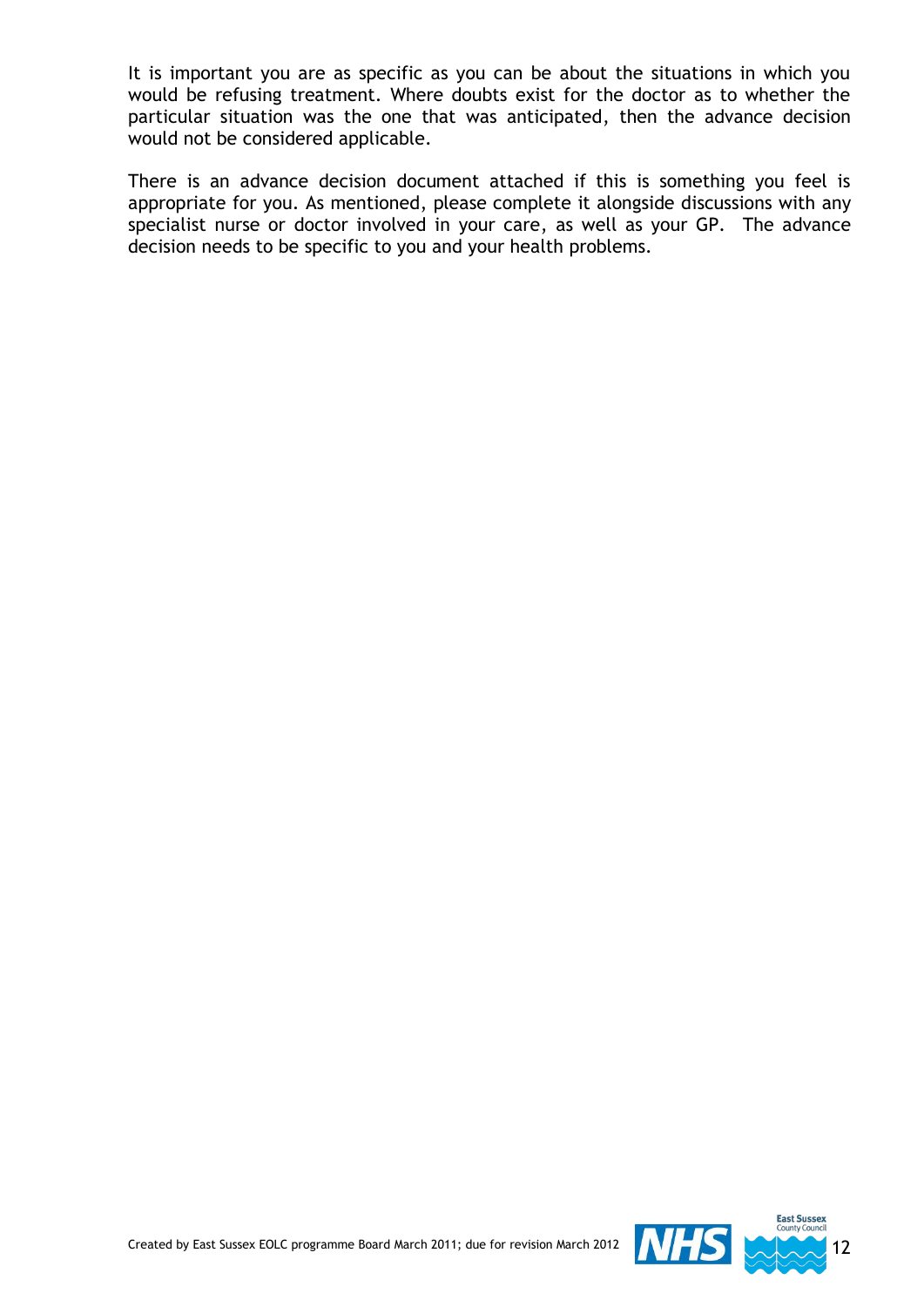It is important you are as specific as you can be about the situations in which you would be refusing treatment. Where doubts exist for the doctor as to whether the particular situation was the one that was anticipated, then the advance decision would not be considered applicable.

There is an advance decision document attached if this is something you feel is appropriate for you. As mentioned, please complete it alongside discussions with any specialist nurse or doctor involved in your care, as well as your GP. The advance decision needs to be specific to you and your health problems.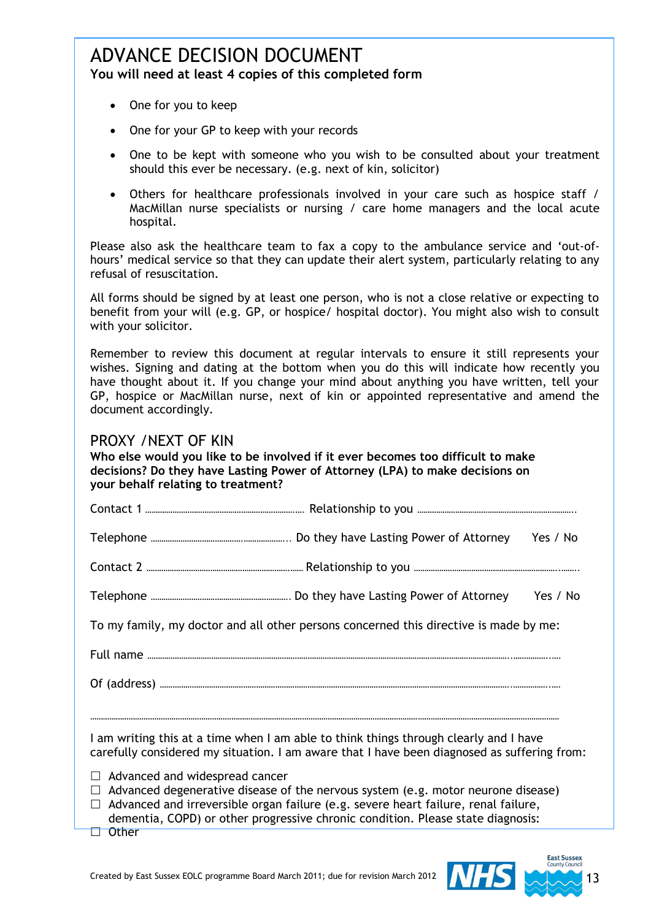# ADVANCE DECISION DOCUMENT

**You will need at least 4 copies of this completed form**

- One for you to keep
- One for your GP to keep with your records
- One to be kept with someone who you wish to be consulted about your treatment should this ever be necessary. (e.g. next of kin, solicitor)
- Others for healthcare professionals involved in your care such as hospice staff / MacMillan nurse specialists or nursing / care home managers and the local acute hospital.

Please also ask the healthcare team to fax a copy to the ambulance service and 'out-of-hours' medical service so that they can update their alert system, particularly relating to any refusal of resuscitation.

All forms should be signed by at least one person, who is not a close relative or expecting to benefit from your will (e.g. GP, or hospice/ hospital doctor). You might also wish to consult with your solicitor.

Remember to review this document at regular intervals to ensure it still represents your wishes. Signing and dating at the bottom when you do this will indicate how recently you have thought about it. If you change your mind about anything you have written, tell your GP, hospice or MacMillan nurse, next of kin or appointed representative and amend the document accordingly.

## PROXY /NEXT OF KIN

**Who else would you like to be involved if it ever becomes too difficult to make decisions? Do they have Lasting Power of Attorney (LPA) to make decisions on your behalf relating to treatment?**

Contact 1 ……………………………………… Relationship to you ………………………………………

Telephone ……………………………………… Do they have Lasting Power of Attorney Yes / No

Contact 2 ……………………………………… Relationship to you ………………………………………

Telephone ……………………………………… Do they have Lasting Power of Attorney Yes / No

To my family, my doctor and all other persons concerned this directive is made by me:

Full name ………………………………………………………………………………………………

Of (address) ………………………………………………………………………………………………

………………………………………………………………………………………………………………

I am writing this at a time when I am able to think things through clearly and I have carefully considered my situation. I am aware that I have been diagnosed as suffering from:

☐ Advanced and widespread cancer
☐ Advanced degenerative disease of the nervous system (e.g. motor neurone disease)
☐ Advanced and irreversible organ failure (e.g. severe heart failure, renal failure, dementia, COPD) or other progressive chronic condition. Please state diagnosis:
☐ Other

Created by East Sussex EOLC programme Board March 2011; due for revision March 2012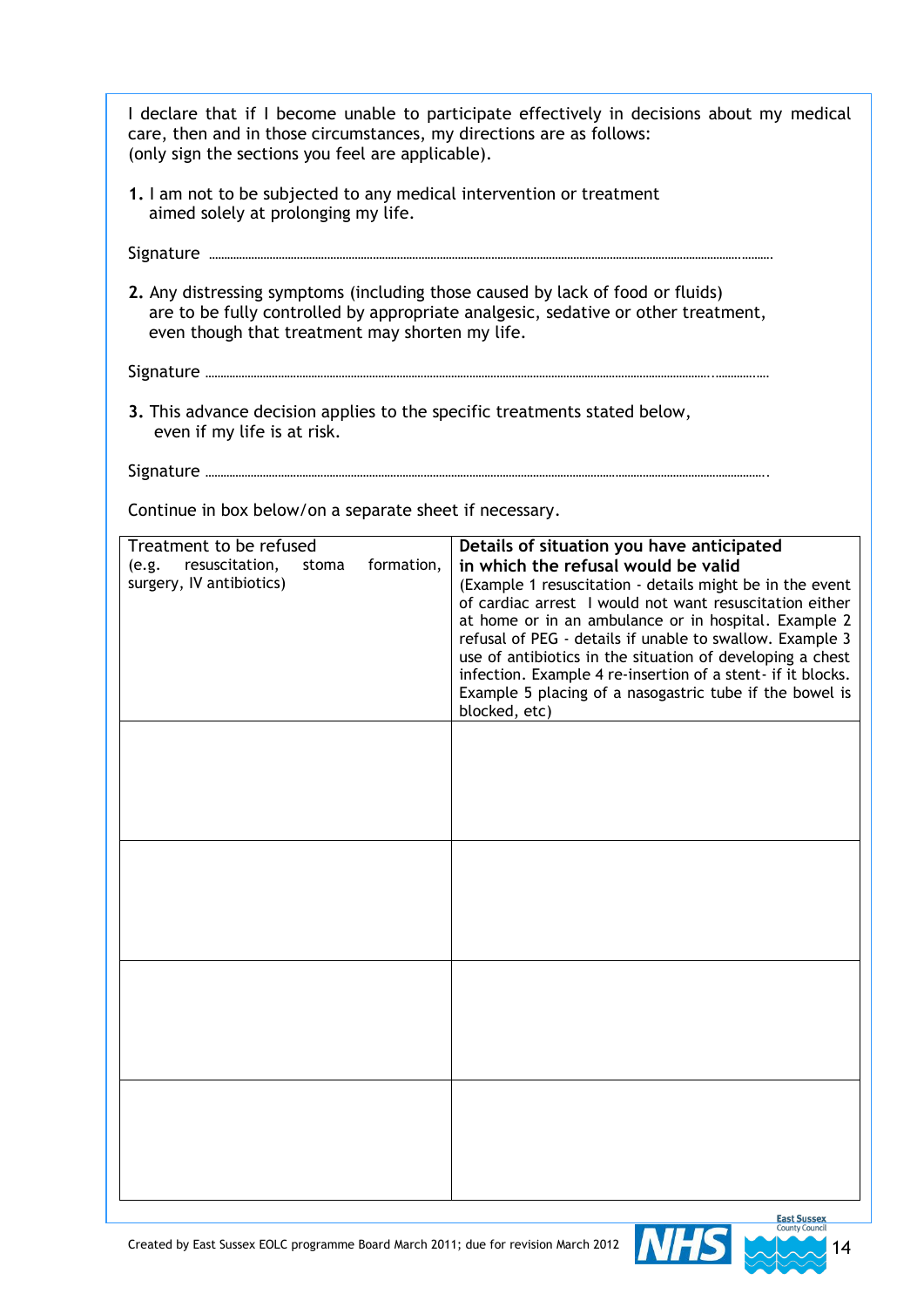I declare that if I become unable to participate effectively in decisions about my medical care, then and in those circumstances, my directions are as follows:
(only sign the sections you feel are applicable).

1. I am not to be subjected to any medical intervention or treatment aimed solely at prolonging my life.

Signature ..............................................................................................................................................

2. Any distressing symptoms (including those caused by lack of food or fluids) are to be fully controlled by appropriate analgesic, sedative or other treatment, even though that treatment may shorten my life.

Signature ..............................................................................................................................................

3. This advance decision applies to the specific treatments stated below, even if my life is at risk.

Signature ..............................................................................................................................................

Continue in box below/on a separate sheet if necessary.

| Treatment to be refused<br>(e.g. resuscitation, stoma formation, surgery, IV antibiotics) | **Details of situation you have anticipated in which the refusal would be valid**<br>(Example 1 resuscitation - details might be in the event of cardiac arrest I would not want resuscitation either at home or in an ambulance or in hospital. Example 2 refusal of PEG - details if unable to swallow. Example 3 use of antibiotics in the situation of developing a chest infection. Example 4 re-insertion of a stent- if it blocks. Example 5 placing of a nasogastric tube if the bowel is blocked, etc) |
|---|---|
| | |
| | |
| | |
| | |

Created by East Sussex EOLC programme Board March 2011; due for revision March 2012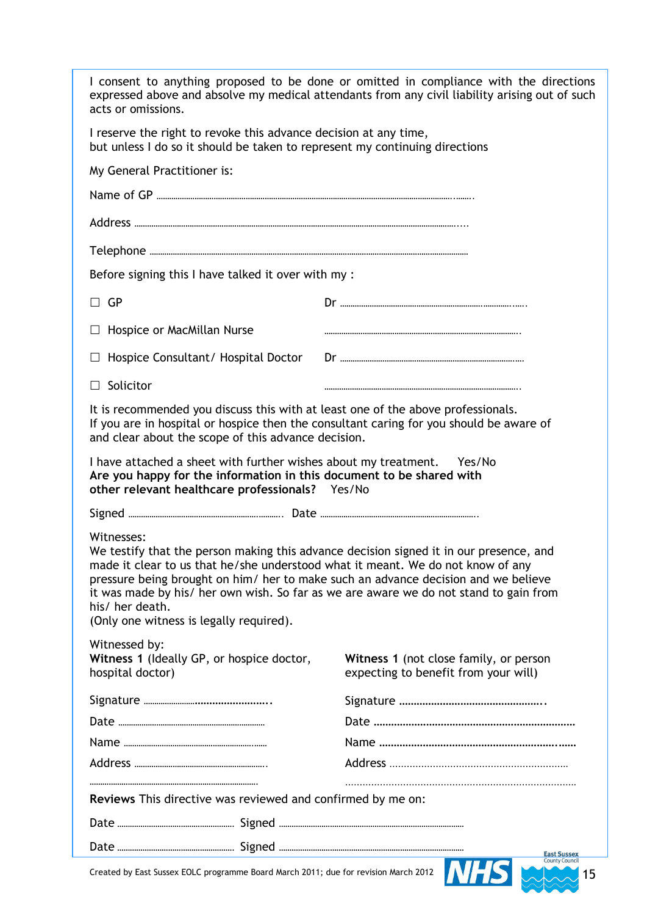I consent to anything proposed to be done or omitted in compliance with the directions expressed above and absolve my medical attendants from any civil liability arising out of such acts or omissions.

I reserve the right to revoke this advance decision at any time,
but unless I do so it should be taken to represent my continuing directions

My General Practitioner is:

Name of GP ..........................................................................................................................................

Address ..........................................................................................................................................

Telephone ..........................................................................................................................................

Before signing this I have talked it over with my :

☐ GP                                                  Dr ..............................................................................

☐ Hospice or MacMillan Nurse                    ..............................................................................

☐ Hospice Consultant/ Hospital Doctor       Dr ..............................................................................

☐ Solicitor                                             ..............................................................................

It is recommended you discuss this with at least one of the above professionals.
If you are in hospital or hospice then the consultant caring for you should be aware of and clear about the scope of this advance decision.

I have attached a sheet with further wishes about my treatment.   Yes/No
**Are you happy for the information in this document to be shared with other relevant healthcare professionals?**   Yes/No

Signed .............................................................. Date ..............................................................

Witnesses:
We testify that the person making this advance decision signed it in our presence, and made it clear to us that he/she understood what it meant. We do not know of any pressure being brought on him/ her to make such an advance decision and we believe it was made by his/ her own wish. So far as we are aware we do not stand to gain from his/ her death.
(Only one witness is legally required).

Witnessed by:

| **Witness 1** (Ideally GP, or hospice doctor, hospital doctor) | **Witness 1** (not close family, or person expecting to benefit from your will) |
|---|---|
| Signature .................................................. | Signature .................................................. |
| Date .................................................. | Date .................................................. |
| Name .................................................. | Name .................................................. |
| Address .................................................. | Address .................................................. |
| .................................................. | .................................................. |

**Reviews** This directive was reviewed and confirmed by me on:

Date .............................................. Signed ..............................................................

Date .............................................. Signed ..............................................................

Created by East Sussex EOLC programme Board March 2011; due for revision March 2012